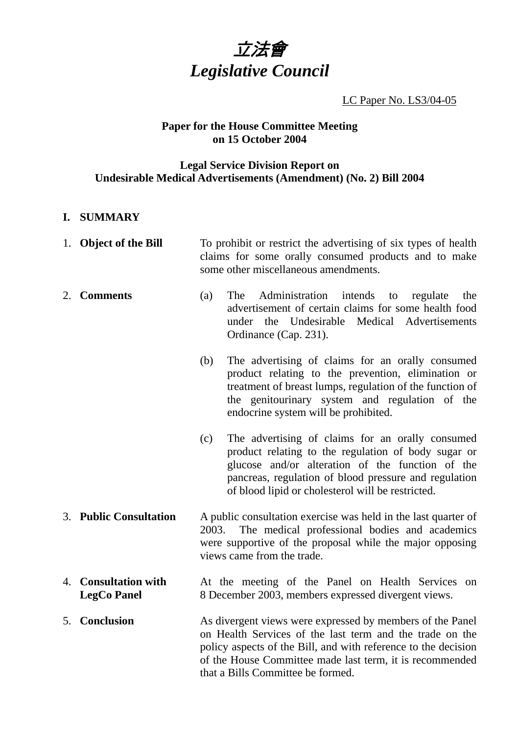# *立法會*
# *Legislative Council*

LC Paper No. LS3/04-05

**Paper for the House Committee Meeting on 15 October 2004**

**Legal Service Division Report on Undesirable Medical Advertisements (Amendment) (No. 2) Bill 2004**

## I. SUMMARY

1. **Object of the Bill**

   To prohibit or restrict the advertising of six types of health claims for some orally consumed products and to make some other miscellaneous amendments.

2. **Comments**

   (a) The Administration intends to regulate the advertisement of certain claims for some health food under the Undesirable Medical Advertisements Ordinance (Cap. 231).

   (b) The advertising of claims for an orally consumed product relating to the prevention, elimination or treatment of breast lumps, regulation of the function of the genitourinary system and regulation of the endocrine system will be prohibited.

   (c) The advertising of claims for an orally consumed product relating to the regulation of body sugar or glucose and/or alteration of the function of the pancreas, regulation of blood pressure and regulation of blood lipid or cholesterol will be restricted.

3. **Public Consultation**

   A public consultation exercise was held in the last quarter of 2003. The medical professional bodies and academics were supportive of the proposal while the major opposing views came from the trade.

4. **Consultation with LegCo Panel**

   At the meeting of the Panel on Health Services on 8 December 2003, members expressed divergent views.

5. **Conclusion**

   As divergent views were expressed by members of the Panel on Health Services of the last term and the trade on the policy aspects of the Bill, and with reference to the decision of the House Committee made last term, it is recommended that a Bills Committee be formed.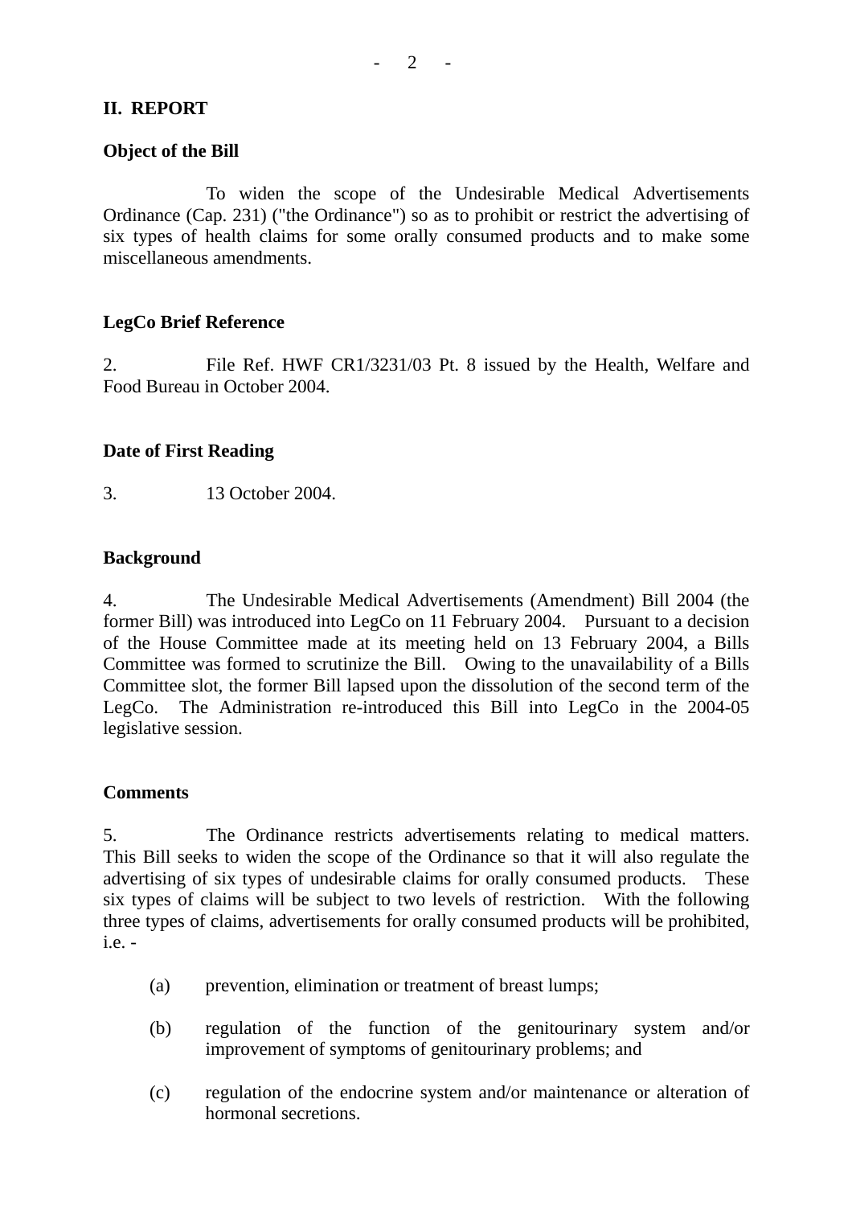## II. REPORT

**Object of the Bill**

To widen the scope of the Undesirable Medical Advertisements Ordinance (Cap. 231) ("the Ordinance") so as to prohibit or restrict the advertising of six types of health claims for some orally consumed products and to make some miscellaneous amendments.

**LegCo Brief Reference**

2. File Ref. HWF CR1/3231/03 Pt. 8 issued by the Health, Welfare and Food Bureau in October 2004.

**Date of First Reading**

3. 13 October 2004.

**Background**

4. The Undesirable Medical Advertisements (Amendment) Bill 2004 (the former Bill) was introduced into LegCo on 11 February 2004. Pursuant to a decision of the House Committee made at its meeting held on 13 February 2004, a Bills Committee was formed to scrutinize the Bill. Owing to the unavailability of a Bills Committee slot, the former Bill lapsed upon the dissolution of the second term of the LegCo. The Administration re-introduced this Bill into LegCo in the 2004-05 legislative session.

**Comments**

5. The Ordinance restricts advertisements relating to medical matters. This Bill seeks to widen the scope of the Ordinance so that it will also regulate the advertising of six types of undesirable claims for orally consumed products. These six types of claims will be subject to two levels of restriction. With the following three types of claims, advertisements for orally consumed products will be prohibited, i.e. -

(a) prevention, elimination or treatment of breast lumps;

(b) regulation of the function of the genitourinary system and/or improvement of symptoms of genitourinary problems; and

(c) regulation of the endocrine system and/or maintenance or alteration of hormonal secretions.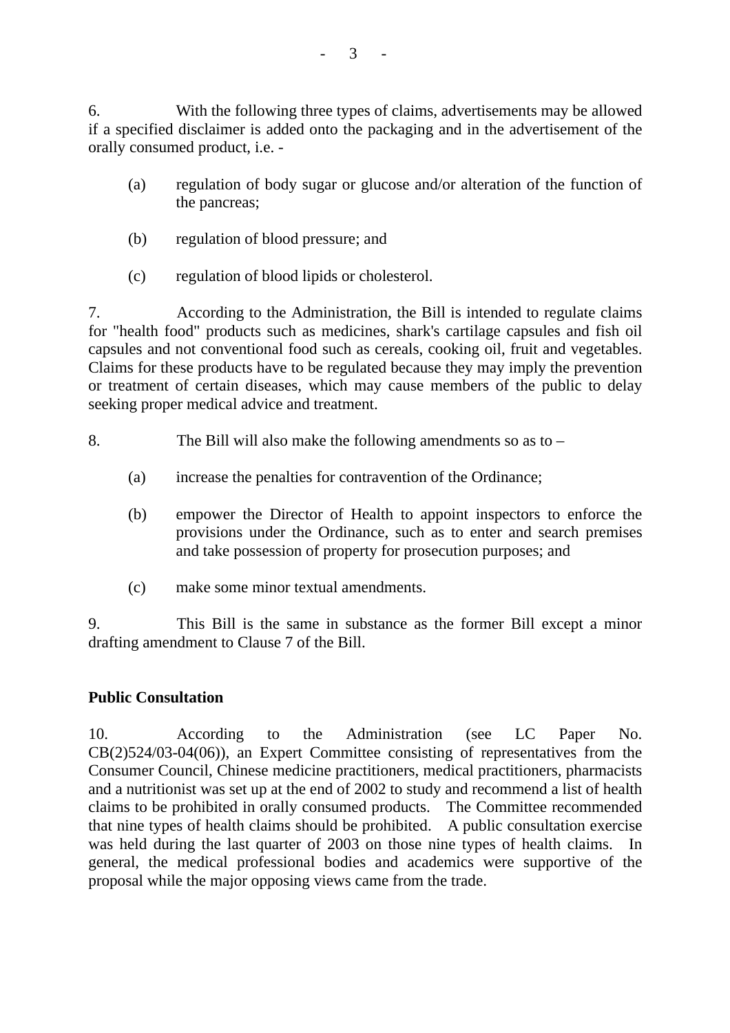6. With the following three types of claims, advertisements may be allowed if a specified disclaimer is added onto the packaging and in the advertisement of the orally consumed product, i.e. -

(a) regulation of body sugar or glucose and/or alteration of the function of the pancreas;

(b) regulation of blood pressure; and

(c) regulation of blood lipids or cholesterol.

7. According to the Administration, the Bill is intended to regulate claims for "health food" products such as medicines, shark's cartilage capsules and fish oil capsules and not conventional food such as cereals, cooking oil, fruit and vegetables. Claims for these products have to be regulated because they may imply the prevention or treatment of certain diseases, which may cause members of the public to delay seeking proper medical advice and treatment.

8. The Bill will also make the following amendments so as to –

(a) increase the penalties for contravention of the Ordinance;

(b) empower the Director of Health to appoint inspectors to enforce the provisions under the Ordinance, such as to enter and search premises and take possession of property for prosecution purposes; and

(c) make some minor textual amendments.

9. This Bill is the same in substance as the former Bill except a minor drafting amendment to Clause 7 of the Bill.

**Public Consultation**

10. According to the Administration (see LC Paper No. CB(2)524/03-04(06)), an Expert Committee consisting of representatives from the Consumer Council, Chinese medicine practitioners, medical practitioners, pharmacists and a nutritionist was set up at the end of 2002 to study and recommend a list of health claims to be prohibited in orally consumed products. The Committee recommended that nine types of health claims should be prohibited. A public consultation exercise was held during the last quarter of 2003 on those nine types of health claims. In general, the medical professional bodies and academics were supportive of the proposal while the major opposing views came from the trade.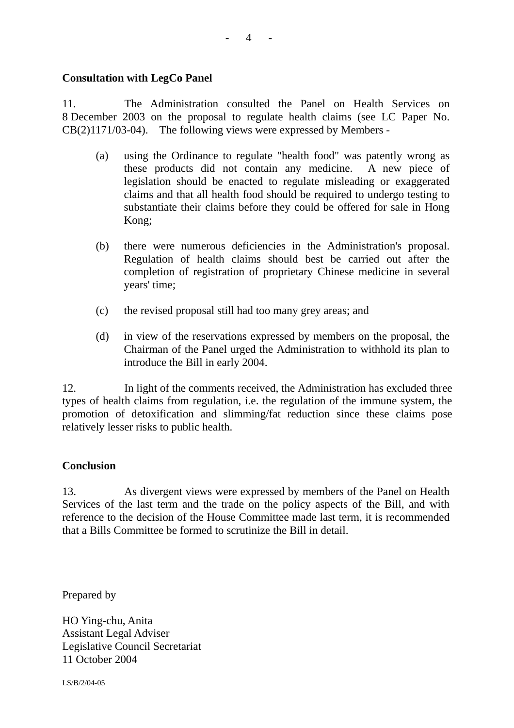**Consultation with LegCo Panel**

11. The Administration consulted the Panel on Health Services on 8 December 2003 on the proposal to regulate health claims (see LC Paper No. CB(2)1171/03-04). The following views were expressed by Members -

(a) using the Ordinance to regulate "health food" was patently wrong as these products did not contain any medicine. A new piece of legislation should be enacted to regulate misleading or exaggerated claims and that all health food should be required to undergo testing to substantiate their claims before they could be offered for sale in Hong Kong;

(b) there were numerous deficiencies in the Administration's proposal. Regulation of health claims should best be carried out after the completion of registration of proprietary Chinese medicine in several years' time;

(c) the revised proposal still had too many grey areas; and

(d) in view of the reservations expressed by members on the proposal, the Chairman of the Panel urged the Administration to withhold its plan to introduce the Bill in early 2004.

12. In light of the comments received, the Administration has excluded three types of health claims from regulation, i.e. the regulation of the immune system, the promotion of detoxification and slimming/fat reduction since these claims pose relatively lesser risks to public health.

**Conclusion**

13. As divergent views were expressed by members of the Panel on Health Services of the last term and the trade on the policy aspects of the Bill, and with reference to the decision of the House Committee made last term, it is recommended that a Bills Committee be formed to scrutinize the Bill in detail.

Prepared by

HO Ying-chu, Anita
Assistant Legal Adviser
Legislative Council Secretariat
11 October 2004

LS/B/2/04-05